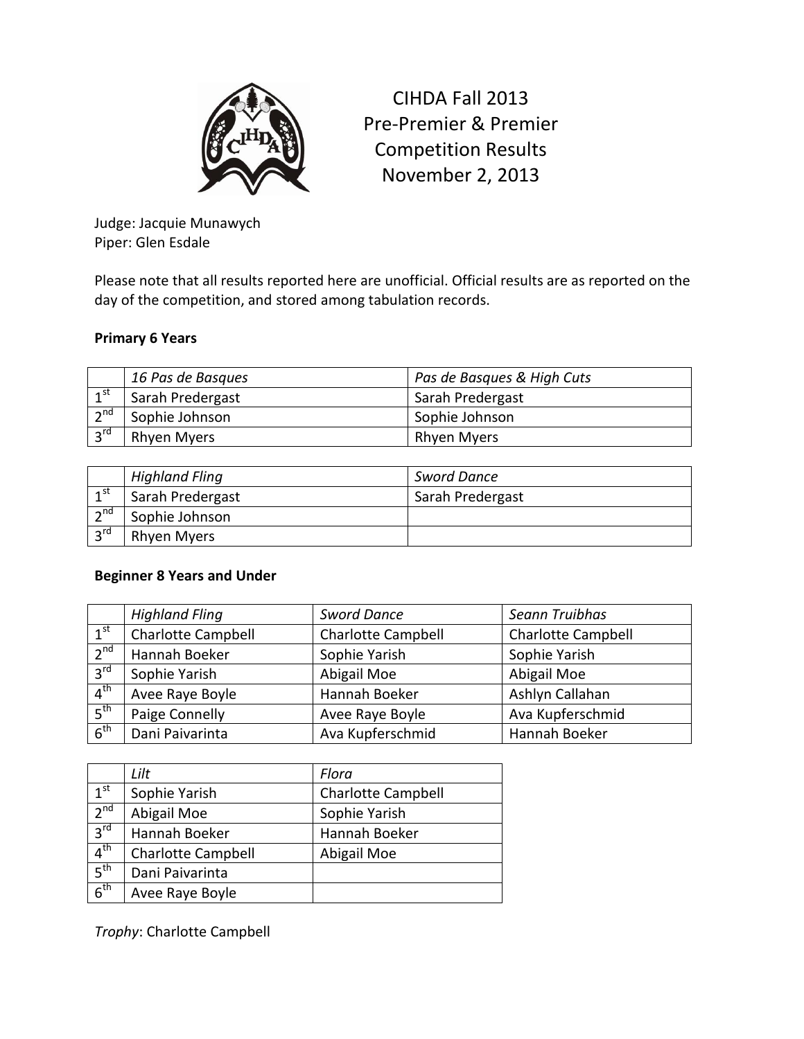# CIHDA Fall 2013
# Pre-Premier & Premier
# Competition Results
# November 2, 2013

Judge: Jacquie Munawych
Piper: Glen Esdale

Please note that all results reported here are unofficial. Official results are as reported on the day of the competition, and stored among tabulation records.

**Primary 6 Years**

| | *16 Pas de Basques* | *Pas de Basques & High Cuts* |
|---|---|---|
| 1st | Sarah Predergast | Sarah Predergast |
| 2nd | Sophie Johnson | Sophie Johnson |
| 3rd | Rhyen Myers | Rhyen Myers |

| | *Highland Fling* | *Sword Dance* |
|---|---|---|
| 1st | Sarah Predergast | Sarah Predergast |
| 2nd | Sophie Johnson | |
| 3rd | Rhyen Myers | |

**Beginner 8 Years and Under**

| | *Highland Fling* | *Sword Dance* | *Seann Truibhas* |
|---|---|---|---|
| 1st | Charlotte Campbell | Charlotte Campbell | Charlotte Campbell |
| 2nd | Hannah Boeker | Sophie Yarish | Sophie Yarish |
| 3rd | Sophie Yarish | Abigail Moe | Abigail Moe |
| 4th | Avee Raye Boyle | Hannah Boeker | Ashlyn Callahan |
| 5th | Paige Connelly | Avee Raye Boyle | Ava Kupferschmid |
| 6th | Dani Paivarinta | Ava Kupferschmid | Hannah Boeker |

| | *Lilt* | *Flora* |
|---|---|---|
| 1st | Sophie Yarish | Charlotte Campbell |
| 2nd | Abigail Moe | Sophie Yarish |
| 3rd | Hannah Boeker | Hannah Boeker |
| 4th | Charlotte Campbell | Abigail Moe |
| 5th | Dani Paivarinta | |
| 6th | Avee Raye Boyle | |

*Trophy*: Charlotte Campbell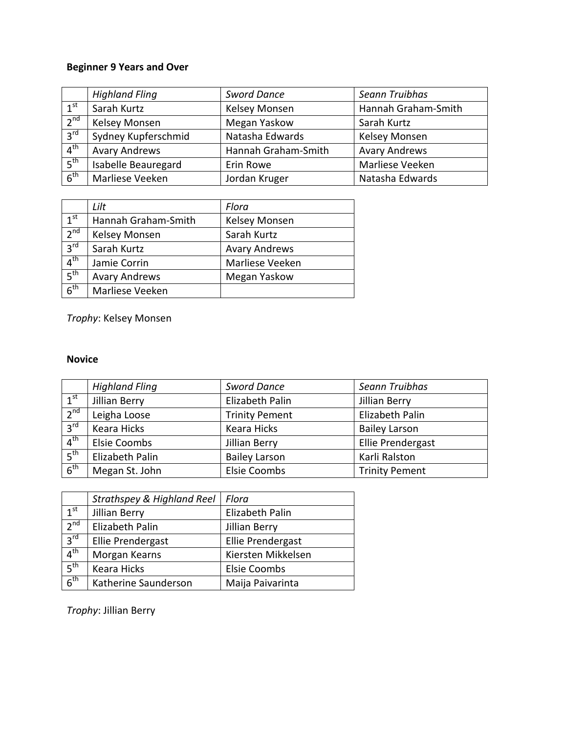**Beginner 9 Years and Over**

| | *Highland Fling* | *Sword Dance* | *Seann Truibhas* |
|---|---|---|---|
| 1st | Sarah Kurtz | Kelsey Monsen | Hannah Graham-Smith |
| 2nd | Kelsey Monsen | Megan Yaskow | Sarah Kurtz |
| 3rd | Sydney Kupferschmid | Natasha Edwards | Kelsey Monsen |
| 4th | Avary Andrews | Hannah Graham-Smith | Avary Andrews |
| 5th | Isabelle Beauregard | Erin Rowe | Marliese Veeken |
| 6th | Marliese Veeken | Jordan Kruger | Natasha Edwards |

| | *Lilt* | *Flora* |
|---|---|---|
| 1st | Hannah Graham-Smith | Kelsey Monsen |
| 2nd | Kelsey Monsen | Sarah Kurtz |
| 3rd | Sarah Kurtz | Avary Andrews |
| 4th | Jamie Corrin | Marliese Veeken |
| 5th | Avary Andrews | Megan Yaskow |
| 6th | Marliese Veeken | |

*Trophy*: Kelsey Monsen

**Novice**

| | *Highland Fling* | *Sword Dance* | *Seann Truibhas* |
|---|---|---|---|
| 1st | Jillian Berry | Elizabeth Palin | Jillian Berry |
| 2nd | Leigha Loose | Trinity Pement | Elizabeth Palin |
| 3rd | Keara Hicks | Keara Hicks | Bailey Larson |
| 4th | Elsie Coombs | Jillian Berry | Ellie Prendergast |
| 5th | Elizabeth Palin | Bailey Larson | Karli Ralston |
| 6th | Megan St. John | Elsie Coombs | Trinity Pement |

| | *Strathspey & Highland Reel* | *Flora* |
|---|---|---|
| 1st | Jillian Berry | Elizabeth Palin |
| 2nd | Elizabeth Palin | Jillian Berry |
| 3rd | Ellie Prendergast | Ellie Prendergast |
| 4th | Morgan Kearns | Kiersten Mikkelsen |
| 5th | Keara Hicks | Elsie Coombs |
| 6th | Katherine Saunderson | Maija Paivarinta |

*Trophy*: Jillian Berry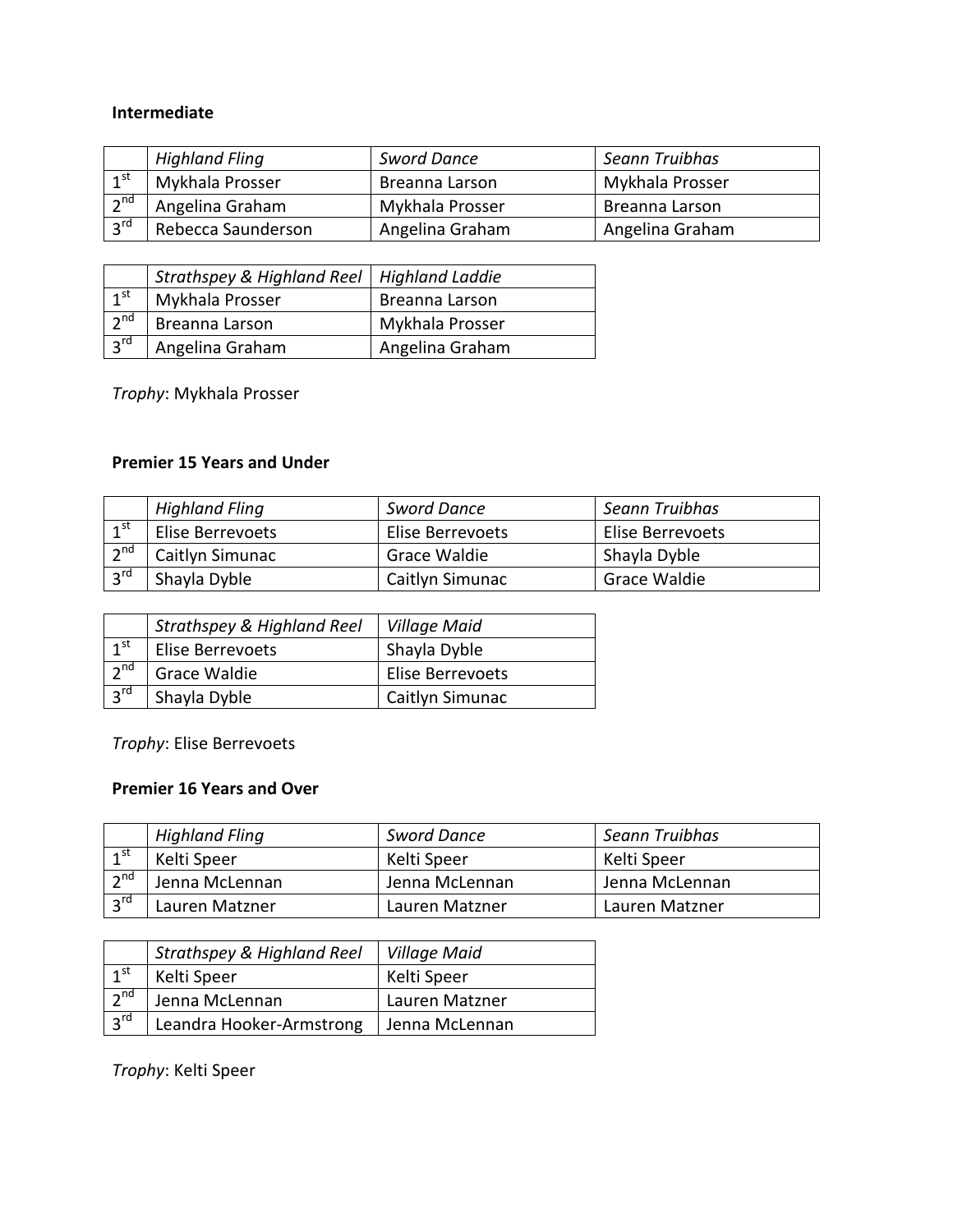**Intermediate**

| | *Highland Fling* | *Sword Dance* | *Seann Truibhas* |
|---|---|---|---|
| 1st | Mykhala Prosser | Breanna Larson | Mykhala Prosser |
| 2nd | Angelina Graham | Mykhala Prosser | Breanna Larson |
| 3rd | Rebecca Saunderson | Angelina Graham | Angelina Graham |

| | *Strathspey & Highland Reel* | *Highland Laddie* |
|---|---|---|
| 1st | Mykhala Prosser | Breanna Larson |
| 2nd | Breanna Larson | Mykhala Prosser |
| 3rd | Angelina Graham | Angelina Graham |

*Trophy*: Mykhala Prosser

**Premier 15 Years and Under**

| | *Highland Fling* | *Sword Dance* | *Seann Truibhas* |
|---|---|---|---|
| 1st | Elise Berrevoets | Elise Berrevoets | Elise Berrevoets |
| 2nd | Caitlyn Simunac | Grace Waldie | Shayla Dyble |
| 3rd | Shayla Dyble | Caitlyn Simunac | Grace Waldie |

| | *Strathspey & Highland Reel* | *Village Maid* |
|---|---|---|
| 1st | Elise Berrevoets | Shayla Dyble |
| 2nd | Grace Waldie | Elise Berrevoets |
| 3rd | Shayla Dyble | Caitlyn Simunac |

*Trophy*: Elise Berrevoets

**Premier 16 Years and Over**

| | *Highland Fling* | *Sword Dance* | *Seann Truibhas* |
|---|---|---|---|
| 1st | Kelti Speer | Kelti Speer | Kelti Speer |
| 2nd | Jenna McLennan | Jenna McLennan | Jenna McLennan |
| 3rd | Lauren Matzner | Lauren Matzner | Lauren Matzner |

| | *Strathspey & Highland Reel* | *Village Maid* |
|---|---|---|
| 1st | Kelti Speer | Kelti Speer |
| 2nd | Jenna McLennan | Lauren Matzner |
| 3rd | Leandra Hooker-Armstrong | Jenna McLennan |

*Trophy*: Kelti Speer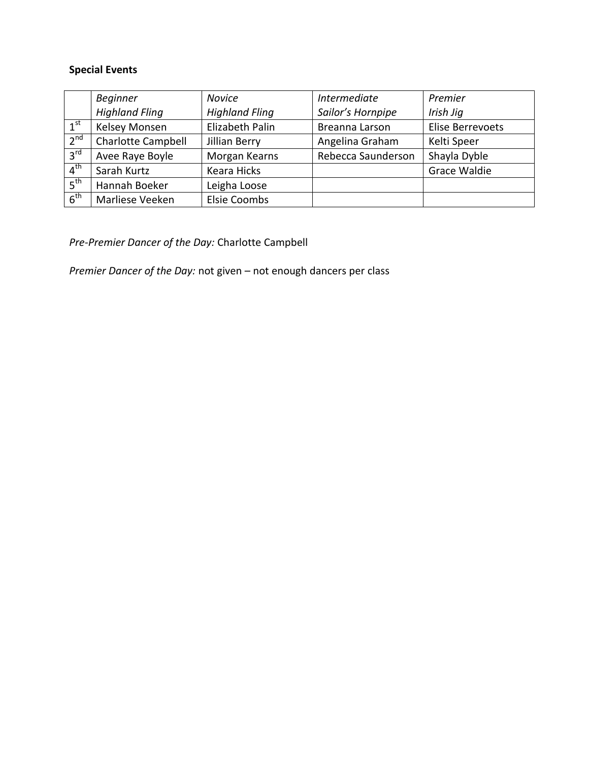**Special Events**

| | *Beginner Highland Fling* | *Novice Highland Fling* | *Intermediate Sailor's Hornpipe* | *Premier Irish Jig* |
|---|---|---|---|---|
| 1st | Kelsey Monsen | Elizabeth Palin | Breanna Larson | Elise Berrevoets |
| 2nd | Charlotte Campbell | Jillian Berry | Angelina Graham | Kelti Speer |
| 3rd | Avee Raye Boyle | Morgan Kearns | Rebecca Saunderson | Shayla Dyble |
| 4th | Sarah Kurtz | Keara Hicks | | Grace Waldie |
| 5th | Hannah Boeker | Leigha Loose | | |
| 6th | Marliese Veeken | Elsie Coombs | | |

*Pre-Premier Dancer of the Day:* Charlotte Campbell

*Premier Dancer of the Day:* not given – not enough dancers per class